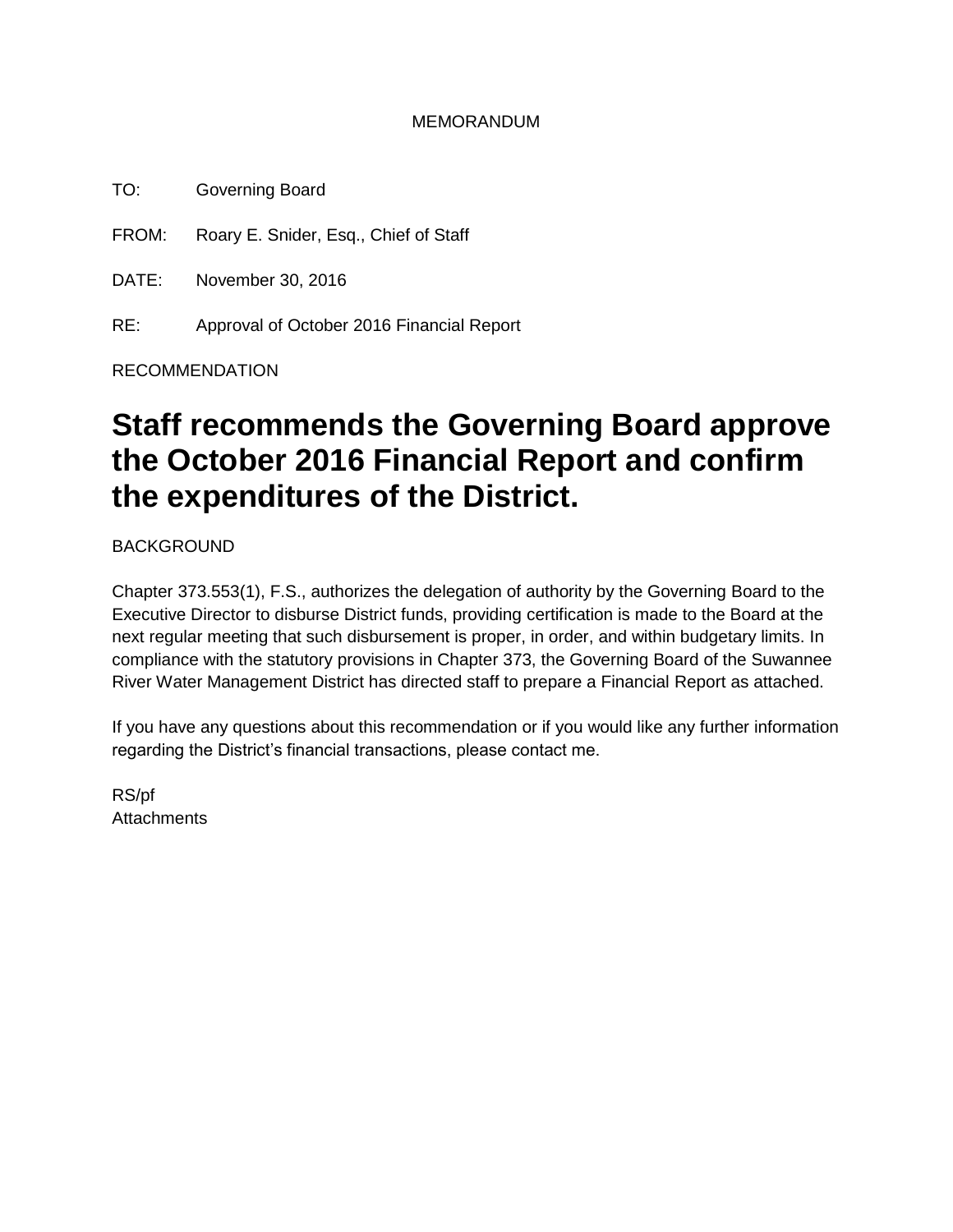MEMORANDUM

TO: Governing Board

FROM: Roary E. Snider, Esq., Chief of Staff

DATE: November 30, 2016

RE: Approval of October 2016 Financial Report

RECOMMENDATION

# Staff recommends the Governing Board approve the October 2016 Financial Report and confirm the expenditures of the District.

BACKGROUND

Chapter 373.553(1), F.S., authorizes the delegation of authority by the Governing Board to the Executive Director to disburse District funds, providing certification is made to the Board at the next regular meeting that such disbursement is proper, in order, and within budgetary limits. In compliance with the statutory provisions in Chapter 373, the Governing Board of the Suwannee River Water Management District has directed staff to prepare a Financial Report as attached.

If you have any questions about this recommendation or if you would like any further information regarding the District's financial transactions, please contact me.

RS/pf
Attachments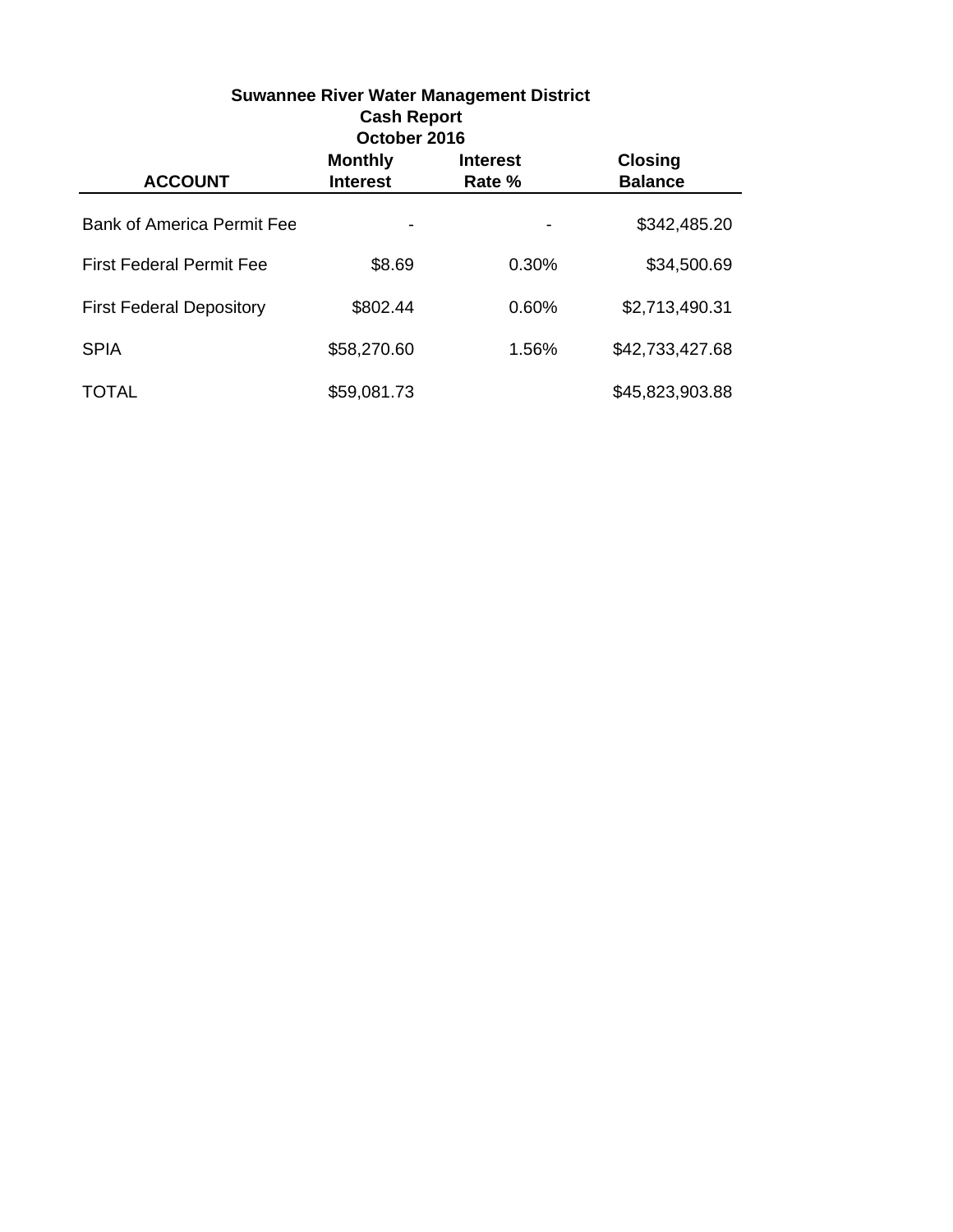**Suwannee River Water Management District**
**Cash Report**
**October 2016**

| ACCOUNT | Monthly Interest | Interest Rate % | Closing Balance |
|---|---|---|---|
| Bank of America Permit Fee | - | - | $342,485.20 |
| First Federal Permit Fee | $8.69 | 0.30% | $34,500.69 |
| First Federal Depository | $802.44 | 0.60% | $2,713,490.31 |
| SPIA | $58,270.60 | 1.56% | $42,733,427.68 |
| TOTAL | $59,081.73 | | $45,823,903.88 |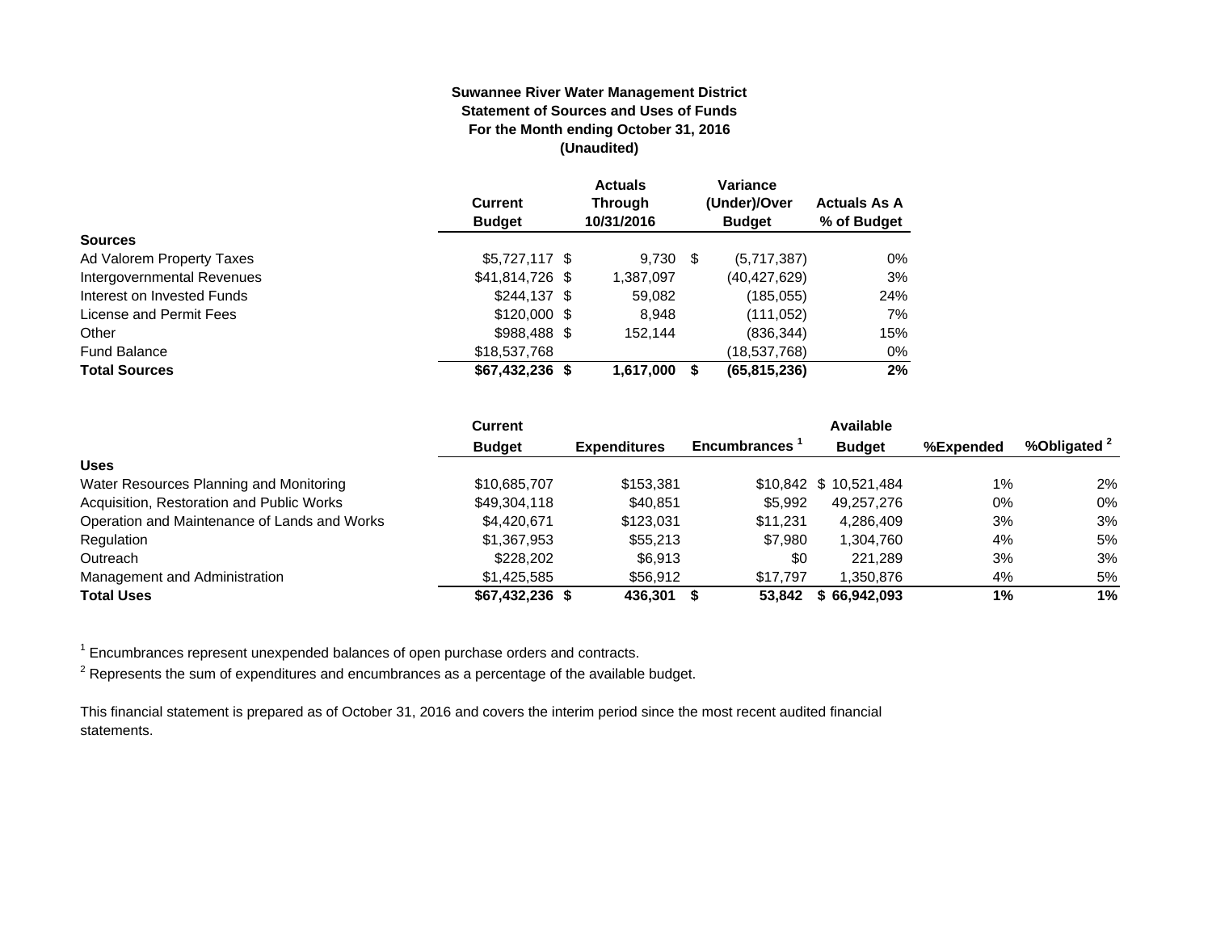**Suwannee River Water Management District**
**Statement of Sources and Uses of Funds**
**For the Month ending October 31, 2016**
**(Unaudited)**

| | Current Budget | Actuals Through 10/31/2016 | Variance (Under)/Over Budget | Actuals As A % of Budget |
|---|---|---|---|---|
| **Sources** | | | | |
| Ad Valorem Property Taxes | $5,727,117 | $ 9,730 | $ (5,717,387) | 0% |
| Intergovernmental Revenues | $41,814,726 | $ 1,387,097 | (40,427,629) | 3% |
| Interest on Invested Funds | $244,137 | $ 59,082 | (185,055) | 24% |
| License and Permit Fees | $120,000 | $ 8,948 | (111,052) | 7% |
| Other | $988,488 | $ 152,144 | (836,344) | 15% |
| Fund Balance | $18,537,768 | | (18,537,768) | 0% |
| **Total Sources** | **$67,432,236** | **$ 1,617,000** | **$ (65,815,236)** | **2%** |

| | Current Budget | Expenditures | Encumbrances [1] | Available Budget | %Expended | %Obligated [2] |
|---|---|---|---|---|---|---|
| **Uses** | | | | | | |
| Water Resources Planning and Monitoring | $10,685,707 | $153,381 | $10,842 | $ 10,521,484 | 1% | 2% |
| Acquisition, Restoration and Public Works | $49,304,118 | $40,851 | $5,992 | 49,257,276 | 0% | 0% |
| Operation and Maintenance of Lands and Works | $4,420,671 | $123,031 | $11,231 | 4,286,409 | 3% | 3% |
| Regulation | $1,367,953 | $55,213 | $7,980 | 1,304,760 | 4% | 5% |
| Outreach | $228,202 | $6,913 | $0 | 221,289 | 3% | 3% |
| Management and Administration | $1,425,585 | $56,912 | $17,797 | 1,350,876 | 4% | 5% |
| **Total Uses** | **$67,432,236** | **$ 436,301** | **$ 53,842** | **$ 66,942,093** | **1%** | **1%** |

[1] Encumbrances represent unexpended balances of open purchase orders and contracts.

[2] Represents the sum of expenditures and encumbrances as a percentage of the available budget.

This financial statement is prepared as of October 31, 2016 and covers the interim period since the most recent audited financial statements.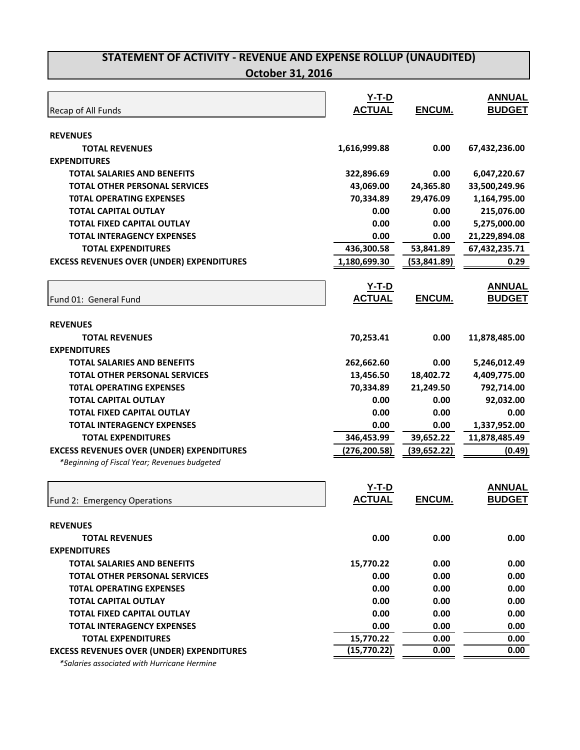# STATEMENT OF ACTIVITY - REVENUE AND EXPENSE ROLLUP (UNAUDITED)
## October 31, 2016

| Recap of All Funds | Y-T-D ACTUAL | ENCUM. | ANNUAL BUDGET |
|---|---|---|---|
| **REVENUES** | | | |
| **TOTAL REVENUES** | 1,616,999.88 | 0.00 | 67,432,236.00 |
| **EXPENDITURES** | | | |
| **TOTAL SALARIES AND BENEFITS** | 322,896.69 | 0.00 | 6,047,220.67 |
| **TOTAL OTHER PERSONAL SERVICES** | 43,069.00 | 24,365.80 | 33,500,249.96 |
| **T0TAL OPERATING EXPENSES** | 70,334.89 | 29,476.09 | 1,164,795.00 |
| **TOTAL CAPITAL OUTLAY** | 0.00 | 0.00 | 215,076.00 |
| **TOTAL FIXED CAPITAL OUTLAY** | 0.00 | 0.00 | 5,275,000.00 |
| **TOTAL INTERAGENCY EXPENSES** | 0.00 | 0.00 | 21,229,894.08 |
| **TOTAL EXPENDITURES** | 436,300.58 | 53,841.89 | 67,432,235.71 |
| **EXCESS REVENUES OVER (UNDER) EXPENDITURES** | 1,180,699.30 | (53,841.89) | 0.29 |

| Fund 01: General Fund | Y-T-D ACTUAL | ENCUM. | ANNUAL BUDGET |
|---|---|---|---|
| **REVENUES** | | | |
| **TOTAL REVENUES** | 70,253.41 | 0.00 | 11,878,485.00 |
| **EXPENDITURES** | | | |
| **TOTAL SALARIES AND BENEFITS** | 262,662.60 | 0.00 | 5,246,012.49 |
| **TOTAL OTHER PERSONAL SERVICES** | 13,456.50 | 18,402.72 | 4,409,775.00 |
| **T0TAL OPERATING EXPENSES** | 70,334.89 | 21,249.50 | 792,714.00 |
| **TOTAL CAPITAL OUTLAY** | 0.00 | 0.00 | 92,032.00 |
| **TOTAL FIXED CAPITAL OUTLAY** | 0.00 | 0.00 | 0.00 |
| **TOTAL INTERAGENCY EXPENSES** | 0.00 | 0.00 | 1,337,952.00 |
| **TOTAL EXPENDITURES** | 346,453.99 | 39,652.22 | 11,878,485.49 |
| **EXCESS REVENUES OVER (UNDER) EXPENDITURES** | (276,200.58) | (39,652.22) | (0.49) |

*\*Beginning of Fiscal Year; Revenues budgeted*

| Fund 2: Emergency Operations | Y-T-D ACTUAL | ENCUM. | ANNUAL BUDGET |
|---|---|---|---|
| **REVENUES** | | | |
| **TOTAL REVENUES** | 0.00 | 0.00 | 0.00 |
| **EXPENDITURES** | | | |
| **TOTAL SALARIES AND BENEFITS** | 15,770.22 | 0.00 | 0.00 |
| **TOTAL OTHER PERSONAL SERVICES** | 0.00 | 0.00 | 0.00 |
| **T0TAL OPERATING EXPENSES** | 0.00 | 0.00 | 0.00 |
| **TOTAL CAPITAL OUTLAY** | 0.00 | 0.00 | 0.00 |
| **TOTAL FIXED CAPITAL OUTLAY** | 0.00 | 0.00 | 0.00 |
| **TOTAL INTERAGENCY EXPENSES** | 0.00 | 0.00 | 0.00 |
| **TOTAL EXPENDITURES** | 15,770.22 | 0.00 | 0.00 |
| **EXCESS REVENUES OVER (UNDER) EXPENDITURES** | (15,770.22) | 0.00 | 0.00 |

*\*Salaries associated with Hurricane Hermine*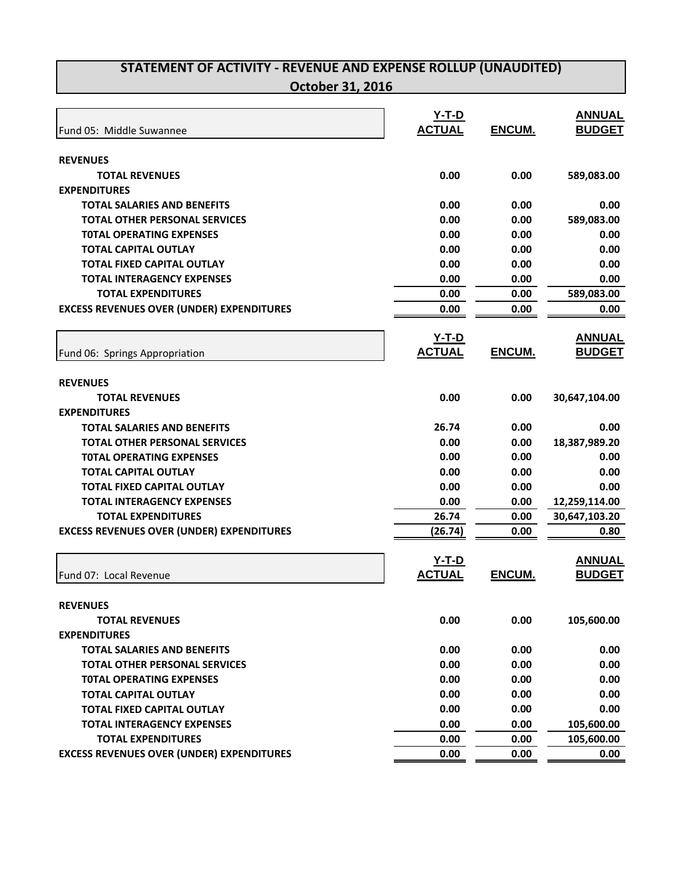# STATEMENT OF ACTIVITY - REVENUE AND EXPENSE ROLLUP (UNAUDITED)

## October 31, 2016

| Fund 05: Middle Suwannee | Y-T-D ACTUAL | ENCUM. | ANNUAL BUDGET |
|---|---|---|---|
| **REVENUES** | | | |
| **TOTAL REVENUES** | **0.00** | **0.00** | **589,083.00** |
| **EXPENDITURES** | | | |
| **TOTAL SALARIES AND BENEFITS** | **0.00** | **0.00** | **0.00** |
| **TOTAL OTHER PERSONAL SERVICES** | **0.00** | **0.00** | **589,083.00** |
| **T0TAL OPERATING EXPENSES** | **0.00** | **0.00** | **0.00** |
| **TOTAL CAPITAL OUTLAY** | **0.00** | **0.00** | **0.00** |
| **TOTAL FIXED CAPITAL OUTLAY** | **0.00** | **0.00** | **0.00** |
| **TOTAL INTERAGENCY EXPENSES** | **0.00** | **0.00** | **0.00** |
| **TOTAL EXPENDITURES** | **0.00** | **0.00** | **589,083.00** |
| **EXCESS REVENUES OVER (UNDER) EXPENDITURES** | **0.00** | **0.00** | **0.00** |

| Fund 06: Springs Appropriation | Y-T-D ACTUAL | ENCUM. | ANNUAL BUDGET |
|---|---|---|---|
| **REVENUES** | | | |
| **TOTAL REVENUES** | **0.00** | **0.00** | **30,647,104.00** |
| **EXPENDITURES** | | | |
| **TOTAL SALARIES AND BENEFITS** | **26.74** | **0.00** | **0.00** |
| **TOTAL OTHER PERSONAL SERVICES** | **0.00** | **0.00** | **18,387,989.20** |
| **T0TAL OPERATING EXPENSES** | **0.00** | **0.00** | **0.00** |
| **TOTAL CAPITAL OUTLAY** | **0.00** | **0.00** | **0.00** |
| **TOTAL FIXED CAPITAL OUTLAY** | **0.00** | **0.00** | **0.00** |
| **TOTAL INTERAGENCY EXPENSES** | **0.00** | **0.00** | **12,259,114.00** |
| **TOTAL EXPENDITURES** | **26.74** | **0.00** | **30,647,103.20** |
| **EXCESS REVENUES OVER (UNDER) EXPENDITURES** | **(26.74)** | **0.00** | **0.80** |

| Fund 07: Local Revenue | Y-T-D ACTUAL | ENCUM. | ANNUAL BUDGET |
|---|---|---|---|
| **REVENUES** | | | |
| **TOTAL REVENUES** | **0.00** | **0.00** | **105,600.00** |
| **EXPENDITURES** | | | |
| **TOTAL SALARIES AND BENEFITS** | **0.00** | **0.00** | **0.00** |
| **TOTAL OTHER PERSONAL SERVICES** | **0.00** | **0.00** | **0.00** |
| **T0TAL OPERATING EXPENSES** | **0.00** | **0.00** | **0.00** |
| **TOTAL CAPITAL OUTLAY** | **0.00** | **0.00** | **0.00** |
| **TOTAL FIXED CAPITAL OUTLAY** | **0.00** | **0.00** | **0.00** |
| **TOTAL INTERAGENCY EXPENSES** | **0.00** | **0.00** | **105,600.00** |
| **TOTAL EXPENDITURES** | **0.00** | **0.00** | **105,600.00** |
| **EXCESS REVENUES OVER (UNDER) EXPENDITURES** | **0.00** | **0.00** | **0.00** |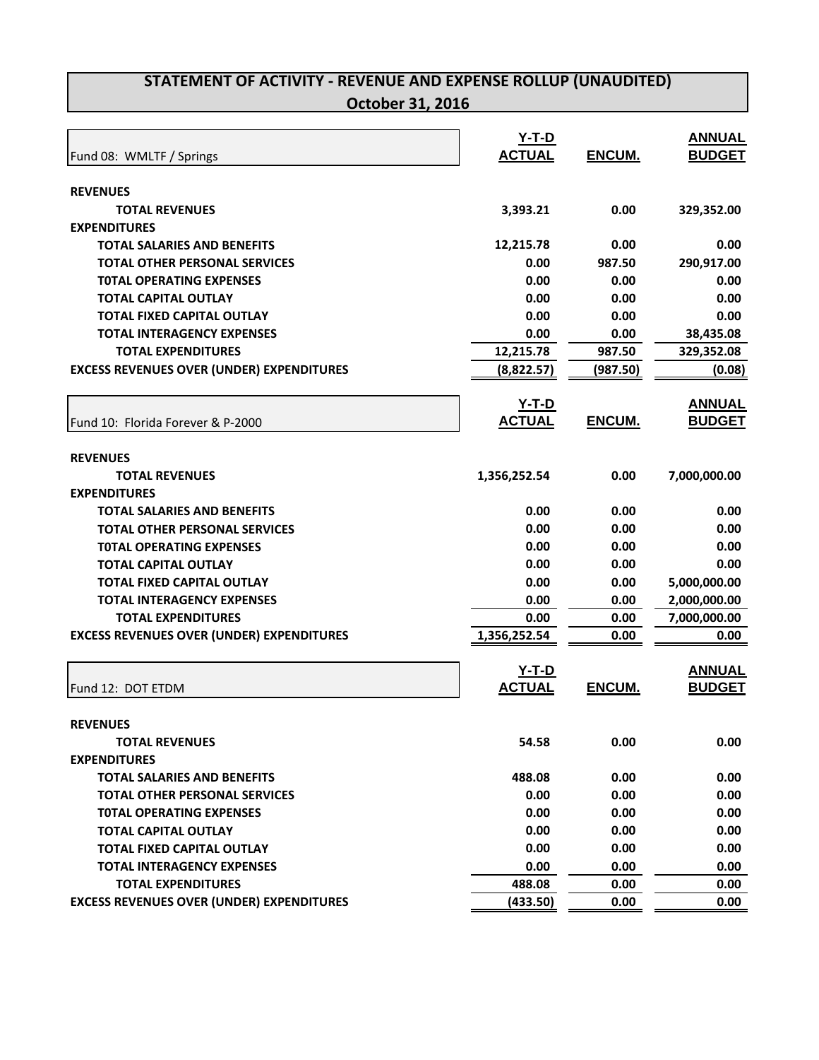# STATEMENT OF ACTIVITY - REVENUE AND EXPENSE ROLLUP (UNAUDITED)
## October 31, 2016

| Fund 08: WMLTF / Springs | Y-T-D ACTUAL | ENCUM. | ANNUAL BUDGET |
|---|---|---|---|
| **REVENUES** | | | |
| **TOTAL REVENUES** | 3,393.21 | 0.00 | 329,352.00 |
| **EXPENDITURES** | | | |
| **TOTAL SALARIES AND BENEFITS** | 12,215.78 | 0.00 | 0.00 |
| **TOTAL OTHER PERSONAL SERVICES** | 0.00 | 987.50 | 290,917.00 |
| **T0TAL OPERATING EXPENSES** | 0.00 | 0.00 | 0.00 |
| **TOTAL CAPITAL OUTLAY** | 0.00 | 0.00 | 0.00 |
| **TOTAL FIXED CAPITAL OUTLAY** | 0.00 | 0.00 | 0.00 |
| **TOTAL INTERAGENCY EXPENSES** | 0.00 | 0.00 | 38,435.08 |
| **TOTAL EXPENDITURES** | 12,215.78 | 987.50 | 329,352.08 |
| **EXCESS REVENUES OVER (UNDER) EXPENDITURES** | (8,822.57) | (987.50) | (0.08) |

| Fund 10: Florida Forever & P-2000 | Y-T-D ACTUAL | ENCUM. | ANNUAL BUDGET |
|---|---|---|---|
| **REVENUES** | | | |
| **TOTAL REVENUES** | 1,356,252.54 | 0.00 | 7,000,000.00 |
| **EXPENDITURES** | | | |
| **TOTAL SALARIES AND BENEFITS** | 0.00 | 0.00 | 0.00 |
| **TOTAL OTHER PERSONAL SERVICES** | 0.00 | 0.00 | 0.00 |
| **T0TAL OPERATING EXPENSES** | 0.00 | 0.00 | 0.00 |
| **TOTAL CAPITAL OUTLAY** | 0.00 | 0.00 | 0.00 |
| **TOTAL FIXED CAPITAL OUTLAY** | 0.00 | 0.00 | 5,000,000.00 |
| **TOTAL INTERAGENCY EXPENSES** | 0.00 | 0.00 | 2,000,000.00 |
| **TOTAL EXPENDITURES** | 0.00 | 0.00 | 7,000,000.00 |
| **EXCESS REVENUES OVER (UNDER) EXPENDITURES** | 1,356,252.54 | 0.00 | 0.00 |

| Fund 12: DOT ETDM | Y-T-D ACTUAL | ENCUM. | ANNUAL BUDGET |
|---|---|---|---|
| **REVENUES** | | | |
| **TOTAL REVENUES** | 54.58 | 0.00 | 0.00 |
| **EXPENDITURES** | | | |
| **TOTAL SALARIES AND BENEFITS** | 488.08 | 0.00 | 0.00 |
| **TOTAL OTHER PERSONAL SERVICES** | 0.00 | 0.00 | 0.00 |
| **T0TAL OPERATING EXPENSES** | 0.00 | 0.00 | 0.00 |
| **TOTAL CAPITAL OUTLAY** | 0.00 | 0.00 | 0.00 |
| **TOTAL FIXED CAPITAL OUTLAY** | 0.00 | 0.00 | 0.00 |
| **TOTAL INTERAGENCY EXPENSES** | 0.00 | 0.00 | 0.00 |
| **TOTAL EXPENDITURES** | 488.08 | 0.00 | 0.00 |
| **EXCESS REVENUES OVER (UNDER) EXPENDITURES** | (433.50) | 0.00 | 0.00 |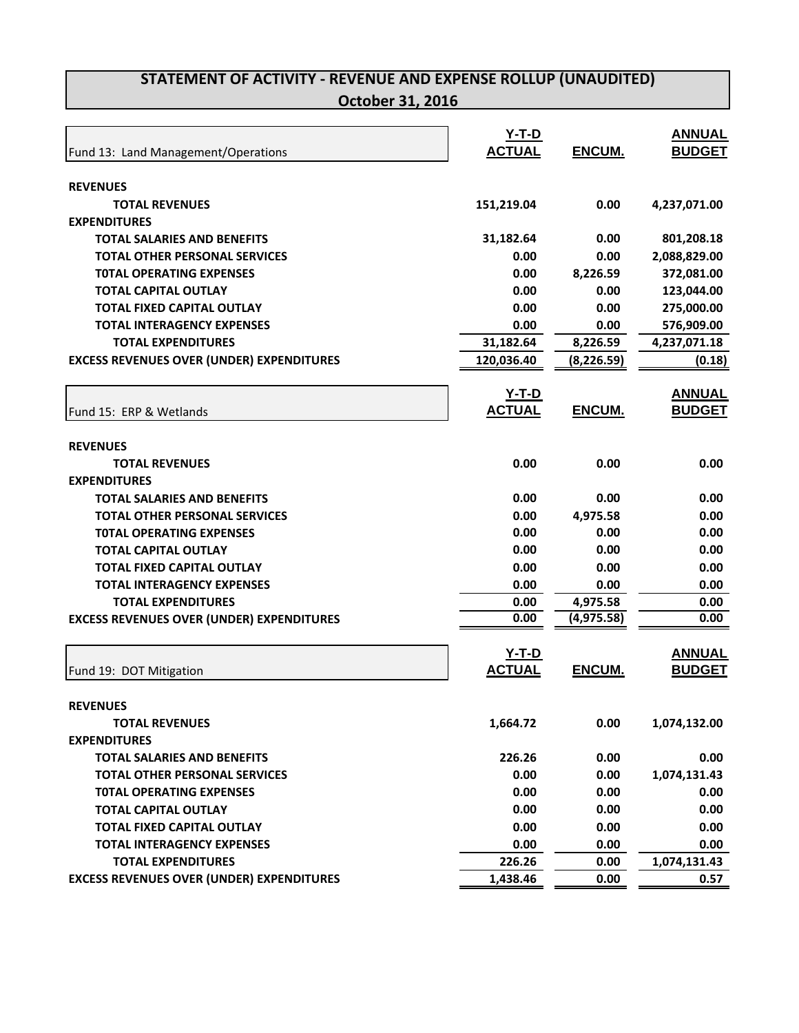# STATEMENT OF ACTIVITY - REVENUE AND EXPENSE ROLLUP (UNAUDITED)

## October 31, 2016

| Fund 13: Land Management/Operations | Y-T-D ACTUAL | ENCUM. | ANNUAL BUDGET |
|---|---|---|---|
| **REVENUES** | | | |
| **TOTAL REVENUES** | 151,219.04 | 0.00 | 4,237,071.00 |
| **EXPENDITURES** | | | |
| **TOTAL SALARIES AND BENEFITS** | 31,182.64 | 0.00 | 801,208.18 |
| **TOTAL OTHER PERSONAL SERVICES** | 0.00 | 0.00 | 2,088,829.00 |
| **T0TAL OPERATING EXPENSES** | 0.00 | 8,226.59 | 372,081.00 |
| **TOTAL CAPITAL OUTLAY** | 0.00 | 0.00 | 123,044.00 |
| **TOTAL FIXED CAPITAL OUTLAY** | 0.00 | 0.00 | 275,000.00 |
| **TOTAL INTERAGENCY EXPENSES** | 0.00 | 0.00 | 576,909.00 |
| **TOTAL EXPENDITURES** | 31,182.64 | 8,226.59 | 4,237,071.18 |
| **EXCESS REVENUES OVER (UNDER) EXPENDITURES** | 120,036.40 | (8,226.59) | (0.18) |

| Fund 15: ERP & Wetlands | Y-T-D ACTUAL | ENCUM. | ANNUAL BUDGET |
|---|---|---|---|
| **REVENUES** | | | |
| **TOTAL REVENUES** | 0.00 | 0.00 | 0.00 |
| **EXPENDITURES** | | | |
| **TOTAL SALARIES AND BENEFITS** | 0.00 | 0.00 | 0.00 |
| **TOTAL OTHER PERSONAL SERVICES** | 0.00 | 4,975.58 | 0.00 |
| **T0TAL OPERATING EXPENSES** | 0.00 | 0.00 | 0.00 |
| **TOTAL CAPITAL OUTLAY** | 0.00 | 0.00 | 0.00 |
| **TOTAL FIXED CAPITAL OUTLAY** | 0.00 | 0.00 | 0.00 |
| **TOTAL INTERAGENCY EXPENSES** | 0.00 | 0.00 | 0.00 |
| **TOTAL EXPENDITURES** | 0.00 | 4,975.58 | 0.00 |
| **EXCESS REVENUES OVER (UNDER) EXPENDITURES** | 0.00 | (4,975.58) | 0.00 |

| Fund 19: DOT Mitigation | Y-T-D ACTUAL | ENCUM. | ANNUAL BUDGET |
|---|---|---|---|
| **REVENUES** | | | |
| **TOTAL REVENUES** | 1,664.72 | 0.00 | 1,074,132.00 |
| **EXPENDITURES** | | | |
| **TOTAL SALARIES AND BENEFITS** | 226.26 | 0.00 | 0.00 |
| **TOTAL OTHER PERSONAL SERVICES** | 0.00 | 0.00 | 1,074,131.43 |
| **T0TAL OPERATING EXPENSES** | 0.00 | 0.00 | 0.00 |
| **TOTAL CAPITAL OUTLAY** | 0.00 | 0.00 | 0.00 |
| **TOTAL FIXED CAPITAL OUTLAY** | 0.00 | 0.00 | 0.00 |
| **TOTAL INTERAGENCY EXPENSES** | 0.00 | 0.00 | 0.00 |
| **TOTAL EXPENDITURES** | 226.26 | 0.00 | 1,074,131.43 |
| **EXCESS REVENUES OVER (UNDER) EXPENDITURES** | 1,438.46 | 0.00 | 0.57 |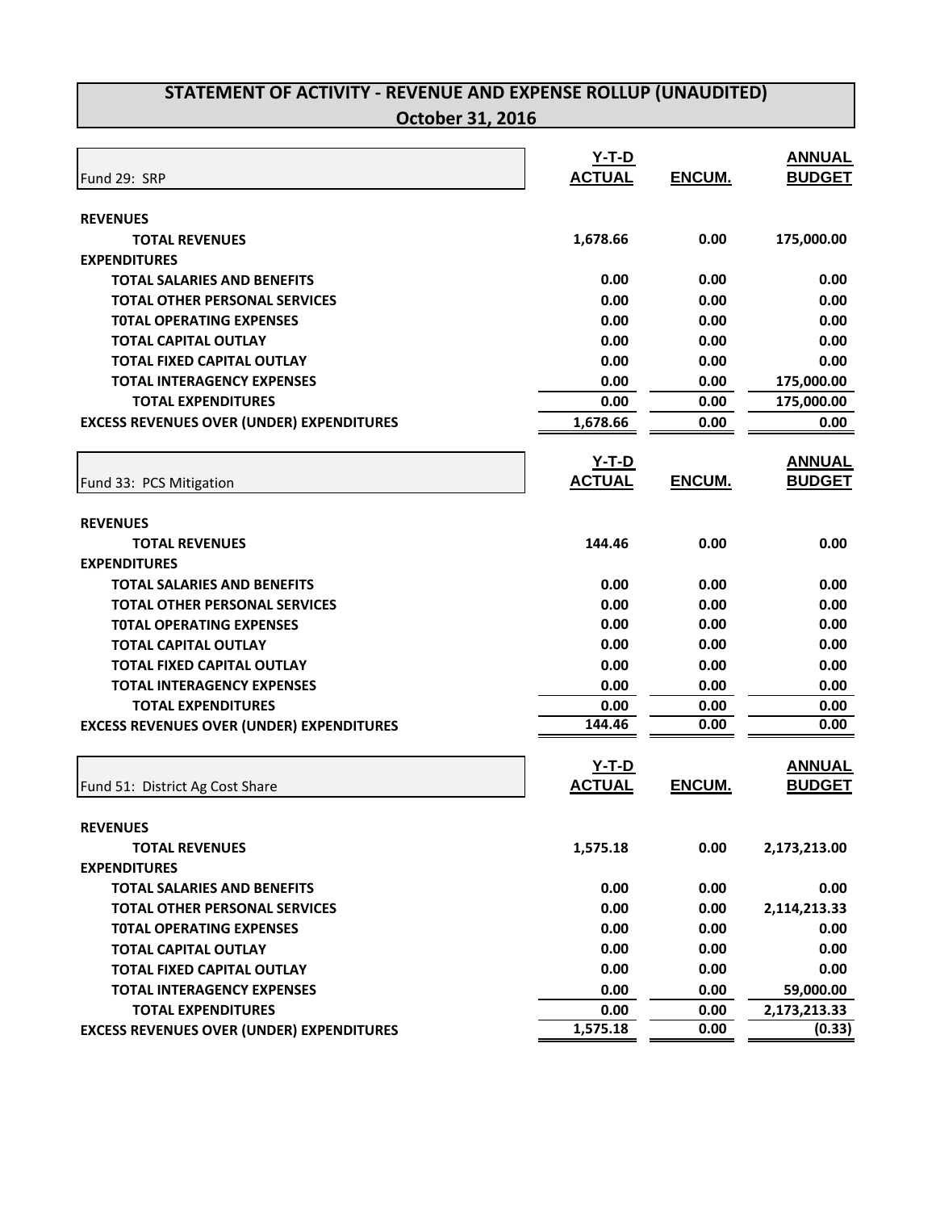# STATEMENT OF ACTIVITY - REVENUE AND EXPENSE ROLLUP (UNAUDITED)

## October 31, 2016

| Fund 29: SRP | Y-T-D ACTUAL | ENCUM. | ANNUAL BUDGET |
|---|---|---|---|
| **REVENUES** | | | |
| **TOTAL REVENUES** | 1,678.66 | 0.00 | 175,000.00 |
| **EXPENDITURES** | | | |
| **TOTAL SALARIES AND BENEFITS** | 0.00 | 0.00 | 0.00 |
| **TOTAL OTHER PERSONAL SERVICES** | 0.00 | 0.00 | 0.00 |
| **T0TAL OPERATING EXPENSES** | 0.00 | 0.00 | 0.00 |
| **TOTAL CAPITAL OUTLAY** | 0.00 | 0.00 | 0.00 |
| **TOTAL FIXED CAPITAL OUTLAY** | 0.00 | 0.00 | 0.00 |
| **TOTAL INTERAGENCY EXPENSES** | 0.00 | 0.00 | 175,000.00 |
| **TOTAL EXPENDITURES** | 0.00 | 0.00 | 175,000.00 |
| **EXCESS REVENUES OVER (UNDER) EXPENDITURES** | 1,678.66 | 0.00 | 0.00 |

| Fund 33: PCS Mitigation | Y-T-D ACTUAL | ENCUM. | ANNUAL BUDGET |
|---|---|---|---|
| **REVENUES** | | | |
| **TOTAL REVENUES** | 144.46 | 0.00 | 0.00 |
| **EXPENDITURES** | | | |
| **TOTAL SALARIES AND BENEFITS** | 0.00 | 0.00 | 0.00 |
| **TOTAL OTHER PERSONAL SERVICES** | 0.00 | 0.00 | 0.00 |
| **T0TAL OPERATING EXPENSES** | 0.00 | 0.00 | 0.00 |
| **TOTAL CAPITAL OUTLAY** | 0.00 | 0.00 | 0.00 |
| **TOTAL FIXED CAPITAL OUTLAY** | 0.00 | 0.00 | 0.00 |
| **TOTAL INTERAGENCY EXPENSES** | 0.00 | 0.00 | 0.00 |
| **TOTAL EXPENDITURES** | 0.00 | 0.00 | 0.00 |
| **EXCESS REVENUES OVER (UNDER) EXPENDITURES** | 144.46 | 0.00 | 0.00 |

| Fund 51: District Ag Cost Share | Y-T-D ACTUAL | ENCUM. | ANNUAL BUDGET |
|---|---|---|---|
| **REVENUES** | | | |
| **TOTAL REVENUES** | 1,575.18 | 0.00 | 2,173,213.00 |
| **EXPENDITURES** | | | |
| **TOTAL SALARIES AND BENEFITS** | 0.00 | 0.00 | 0.00 |
| **TOTAL OTHER PERSONAL SERVICES** | 0.00 | 0.00 | 2,114,213.33 |
| **T0TAL OPERATING EXPENSES** | 0.00 | 0.00 | 0.00 |
| **TOTAL CAPITAL OUTLAY** | 0.00 | 0.00 | 0.00 |
| **TOTAL FIXED CAPITAL OUTLAY** | 0.00 | 0.00 | 0.00 |
| **TOTAL INTERAGENCY EXPENSES** | 0.00 | 0.00 | 59,000.00 |
| **TOTAL EXPENDITURES** | 0.00 | 0.00 | 2,173,213.33 |
| **EXCESS REVENUES OVER (UNDER) EXPENDITURES** | 1,575.18 | 0.00 | (0.33) |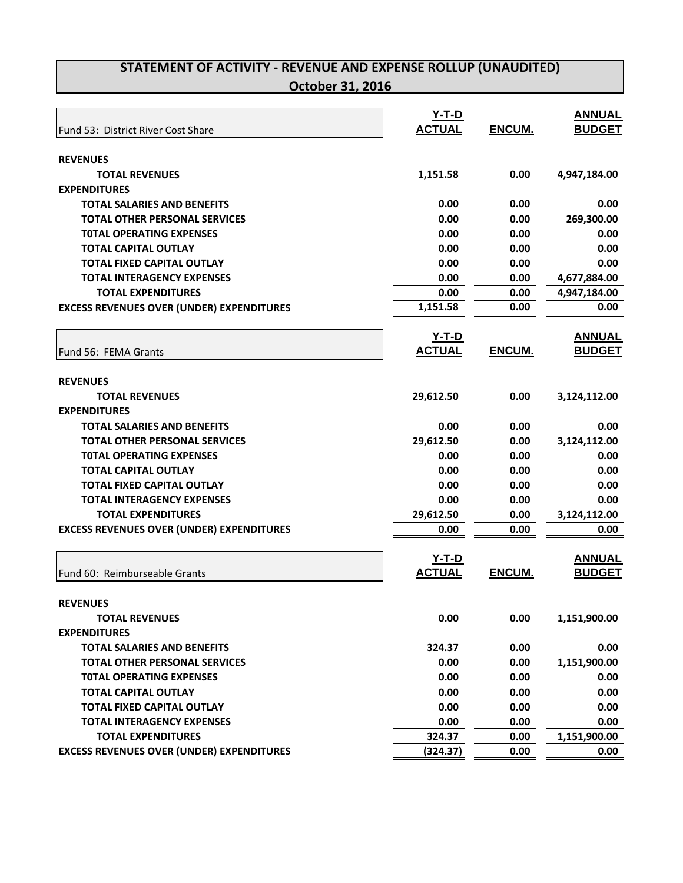# STATEMENT OF ACTIVITY - REVENUE AND EXPENSE ROLLUP (UNAUDITED)
## October 31, 2016

| Fund 53: District River Cost Share | Y-T-D ACTUAL | ENCUM. | ANNUAL BUDGET |
|---|---|---|---|
| **REVENUES** | | | |
| **TOTAL REVENUES** | 1,151.58 | 0.00 | 4,947,184.00 |
| **EXPENDITURES** | | | |
| **TOTAL SALARIES AND BENEFITS** | 0.00 | 0.00 | 0.00 |
| **TOTAL OTHER PERSONAL SERVICES** | 0.00 | 0.00 | 269,300.00 |
| **T0TAL OPERATING EXPENSES** | 0.00 | 0.00 | 0.00 |
| **TOTAL CAPITAL OUTLAY** | 0.00 | 0.00 | 0.00 |
| **TOTAL FIXED CAPITAL OUTLAY** | 0.00 | 0.00 | 0.00 |
| **TOTAL INTERAGENCY EXPENSES** | 0.00 | 0.00 | 4,677,884.00 |
| **TOTAL EXPENDITURES** | 0.00 | 0.00 | 4,947,184.00 |
| **EXCESS REVENUES OVER (UNDER) EXPENDITURES** | 1,151.58 | 0.00 | 0.00 |

| Fund 56: FEMA Grants | Y-T-D ACTUAL | ENCUM. | ANNUAL BUDGET |
|---|---|---|---|
| **REVENUES** | | | |
| **TOTAL REVENUES** | 29,612.50 | 0.00 | 3,124,112.00 |
| **EXPENDITURES** | | | |
| **TOTAL SALARIES AND BENEFITS** | 0.00 | 0.00 | 0.00 |
| **TOTAL OTHER PERSONAL SERVICES** | 29,612.50 | 0.00 | 3,124,112.00 |
| **T0TAL OPERATING EXPENSES** | 0.00 | 0.00 | 0.00 |
| **TOTAL CAPITAL OUTLAY** | 0.00 | 0.00 | 0.00 |
| **TOTAL FIXED CAPITAL OUTLAY** | 0.00 | 0.00 | 0.00 |
| **TOTAL INTERAGENCY EXPENSES** | 0.00 | 0.00 | 0.00 |
| **TOTAL EXPENDITURES** | 29,612.50 | 0.00 | 3,124,112.00 |
| **EXCESS REVENUES OVER (UNDER) EXPENDITURES** | 0.00 | 0.00 | 0.00 |

| Fund 60: Reimburseable Grants | Y-T-D ACTUAL | ENCUM. | ANNUAL BUDGET |
|---|---|---|---|
| **REVENUES** | | | |
| **TOTAL REVENUES** | 0.00 | 0.00 | 1,151,900.00 |
| **EXPENDITURES** | | | |
| **TOTAL SALARIES AND BENEFITS** | 324.37 | 0.00 | 0.00 |
| **TOTAL OTHER PERSONAL SERVICES** | 0.00 | 0.00 | 1,151,900.00 |
| **T0TAL OPERATING EXPENSES** | 0.00 | 0.00 | 0.00 |
| **TOTAL CAPITAL OUTLAY** | 0.00 | 0.00 | 0.00 |
| **TOTAL FIXED CAPITAL OUTLAY** | 0.00 | 0.00 | 0.00 |
| **TOTAL INTERAGENCY EXPENSES** | 0.00 | 0.00 | 0.00 |
| **TOTAL EXPENDITURES** | 324.37 | 0.00 | 1,151,900.00 |
| **EXCESS REVENUES OVER (UNDER) EXPENDITURES** | (324.37) | 0.00 | 0.00 |